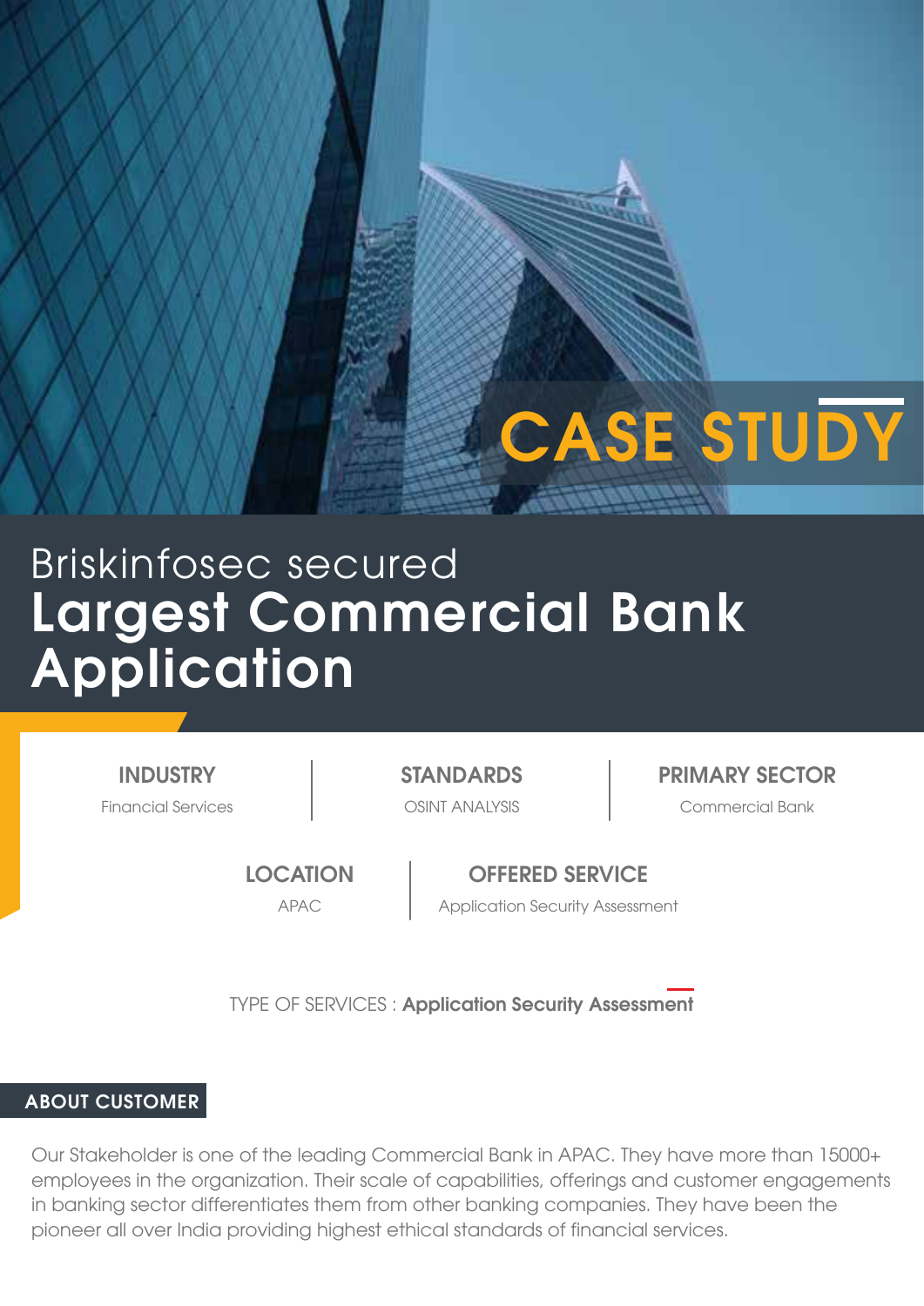CASE STUDY

# Briskinfosec secured **Largest Commercial Bank Application**

| INDUSTRY | STANDARDS | PRIMARY SECTOR |
|---|---|---|
| Financial Services | OSINT ANALYSIS | Commercial Bank |

| LOCATION | OFFERED SERVICE |
|---|---|
| APAC | Application Security Assessment |

TYPE OF SERVICES : **Application Security Assessment**

## ABOUT CUSTOMER

Our Stakeholder is one of the leading Commercial Bank in APAC. They have more than 15000+ employees in the organization. Their scale of capabilities, offerings and customer engagements in banking sector differentiates them from other banking companies. They have been the pioneer all over India providing highest ethical standards of financial services.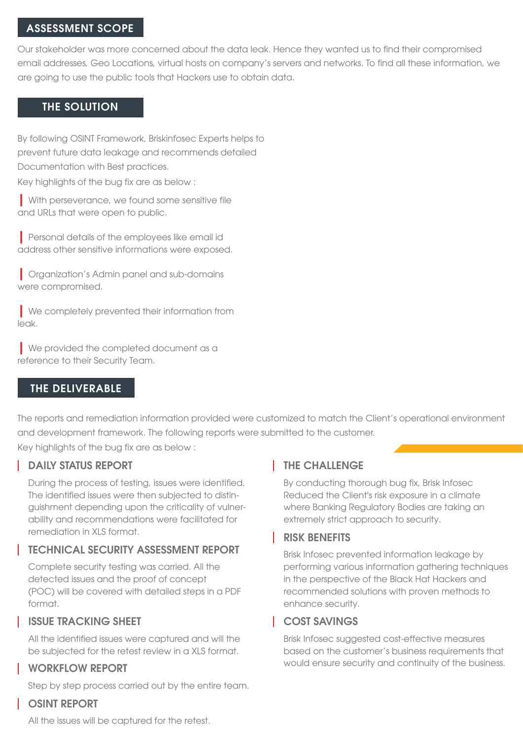## ASSESSMENT SCOPE

Our stakeholder was more concerned about the data leak. Hence they wanted us to find their compromised email addresses, Geo Locations, virtual hosts on company's servers and networks. To find all these information, we are going to use the public tools that Hackers use to obtain data.

## THE SOLUTION

By following OSINT Framework, Briskinfosec Experts helps to prevent future data leakage and recommends detailed Documentation with Best practices.

Key highlights of the bug fix are as below :

- With perseverance, we found some sensitive file and URLs that were open to public.
- Personal details of the employees like email id address other sensitive informations were exposed.
- Organization's Admin panel and sub-domains were compromised.
- We completely prevented their information from leak.
- We provided the completed document as a reference to their Security Team.

## THE DELIVERABLE

The reports and remediation information provided were customized to match the Client's operational environment and development framework. The following reports were submitted to the customer.

Key highlights of the bug fix are as below :

### DAILY STATUS REPORT

During the process of testing, issues were identified. The identified issues were then subjected to distinguishment depending upon the criticality of vulnerability and recommendations were facilitated for remediation in XLS format.

### TECHNICAL SECURITY ASSESSMENT REPORT

Complete security testing was carried. All the detected issues and the proof of concept (POC) will be covered with detailed steps in a PDF format.

### ISSUE TRACKING SHEET

All the identified issues were captured and will the be subjected for the retest review in a XLS format.

### WORKFLOW REPORT

Step by step process carried out by the entire team.

### OSINT REPORT

All the issues will be captured for the retest.

### THE CHALLENGE

By conducting thorough bug fix, Brisk Infosec Reduced the Client's risk exposure in a climate where Banking Regulatory Bodies are taking an extremely strict approach to security.

### RISK BENEFITS

Brisk Infosec prevented information leakage by performing various information gathering techniques in the perspective of the Black Hat Hackers and recommended solutions with proven methods to enhance security.

### COST SAVINGS

Brisk Infosec suggested cost-effective measures based on the customer's business requirements that would ensure security and continuity of the business.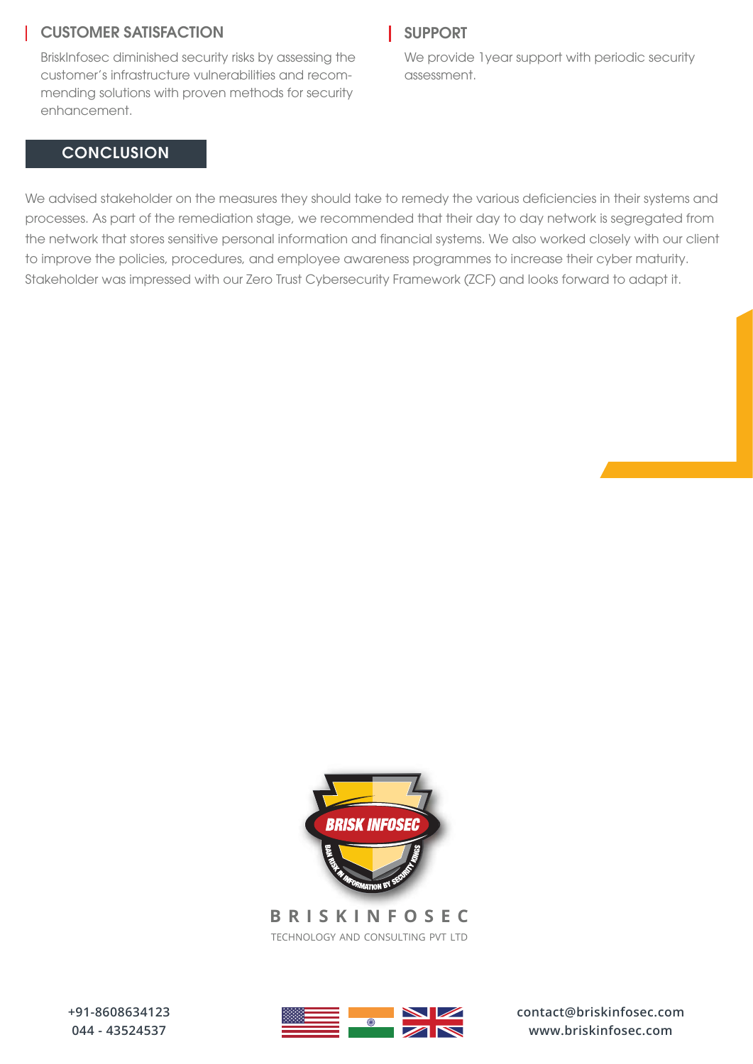## CUSTOMER SATISFACTION

BriskInfosec diminished security risks by assessing the customer's infrastructure vulnerabilities and recommending solutions with proven methods for security enhancement.

## SUPPORT

We provide 1year support with periodic security assessment.

## CONCLUSION

We advised stakeholder on the measures they should take to remedy the various deficiencies in their systems and processes. As part of the remediation stage, we recommended that their day to day network is segregated from the network that stores sensitive personal information and financial systems. We also worked closely with our client to improve the policies, procedures, and employee awareness programmes to increase their cyber maturity. Stakeholder was impressed with our Zero Trust Cybersecurity Framework (ZCF) and looks forward to adapt it.

BRISKINFOSEC

TECHNOLOGY AND CONSULTING PVT LTD

+91-8608634123
044 - 43524537

contact@briskinfosec.com
www.briskinfosec.com